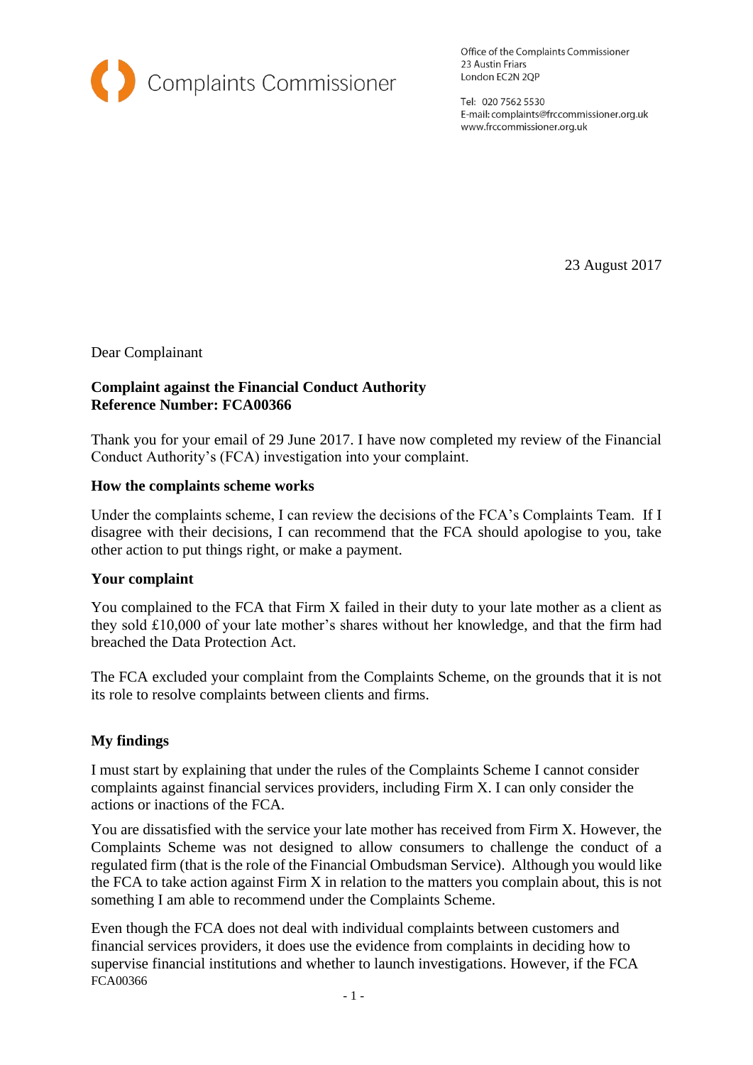Complaints Commissioner

Office of the Complaints Commissioner
23 Austin Friars
London EC2N 2QP

Tel: 020 7562 5530
E-mail: complaints@frccommissioner.org.uk
www.frccommissioner.org.uk

23 August 2017

Dear Complainant

**Complaint against the Financial Conduct Authority**
**Reference Number: FCA00366**

Thank you for your email of 29 June 2017. I have now completed my review of the Financial Conduct Authority's (FCA) investigation into your complaint.

**How the complaints scheme works**

Under the complaints scheme, I can review the decisions of the FCA's Complaints Team. If I disagree with their decisions, I can recommend that the FCA should apologise to you, take other action to put things right, or make a payment.

**Your complaint**

You complained to the FCA that Firm X failed in their duty to your late mother as a client as they sold £10,000 of your late mother's shares without her knowledge, and that the firm had breached the Data Protection Act.

The FCA excluded your complaint from the Complaints Scheme, on the grounds that it is not its role to resolve complaints between clients and firms.

**My findings**

I must start by explaining that under the rules of the Complaints Scheme I cannot consider complaints against financial services providers, including Firm X. I can only consider the actions or inactions of the FCA.

You are dissatisfied with the service your late mother has received from Firm X. However, the Complaints Scheme was not designed to allow consumers to challenge the conduct of a regulated firm (that is the role of the Financial Ombudsman Service). Although you would like the FCA to take action against Firm X in relation to the matters you complain about, this is not something I am able to recommend under the Complaints Scheme.

Even though the FCA does not deal with individual complaints between customers and financial services providers, it does use the evidence from complaints in deciding how to supervise financial institutions and whether to launch investigations. However, if the FCA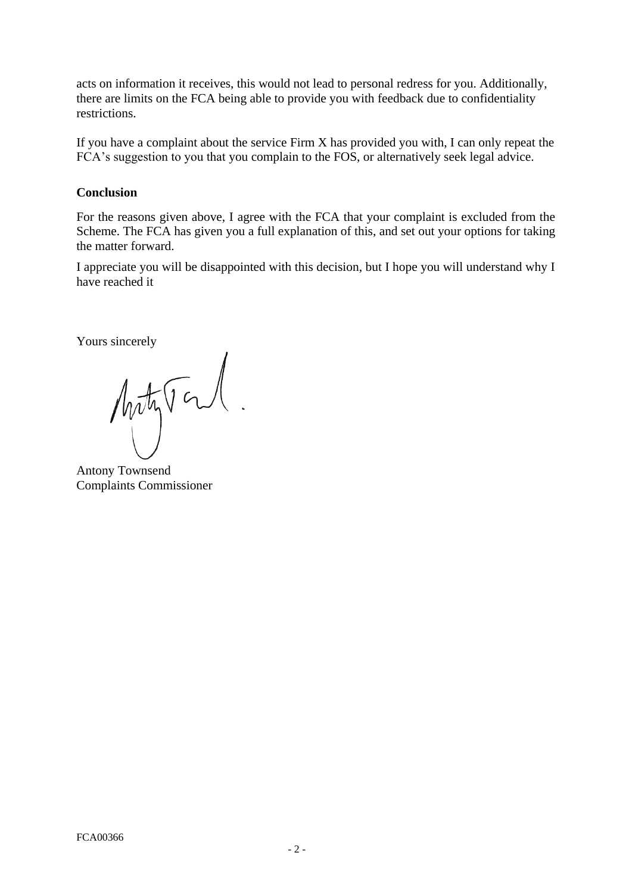acts on information it receives, this would not lead to personal redress for you. Additionally, there are limits on the FCA being able to provide you with feedback due to confidentiality restrictions.

If you have a complaint about the service Firm X has provided you with, I can only repeat the FCA's suggestion to you that you complain to the FOS, or alternatively seek legal advice.

**Conclusion**

For the reasons given above, I agree with the FCA that your complaint is excluded from the Scheme. The FCA has given you a full explanation of this, and set out your options for taking the matter forward.

I appreciate you will be disappointed with this decision, but I hope you will understand why I have reached it

Yours sincerely

Antony Townsend
Complaints Commissioner

FCA00366